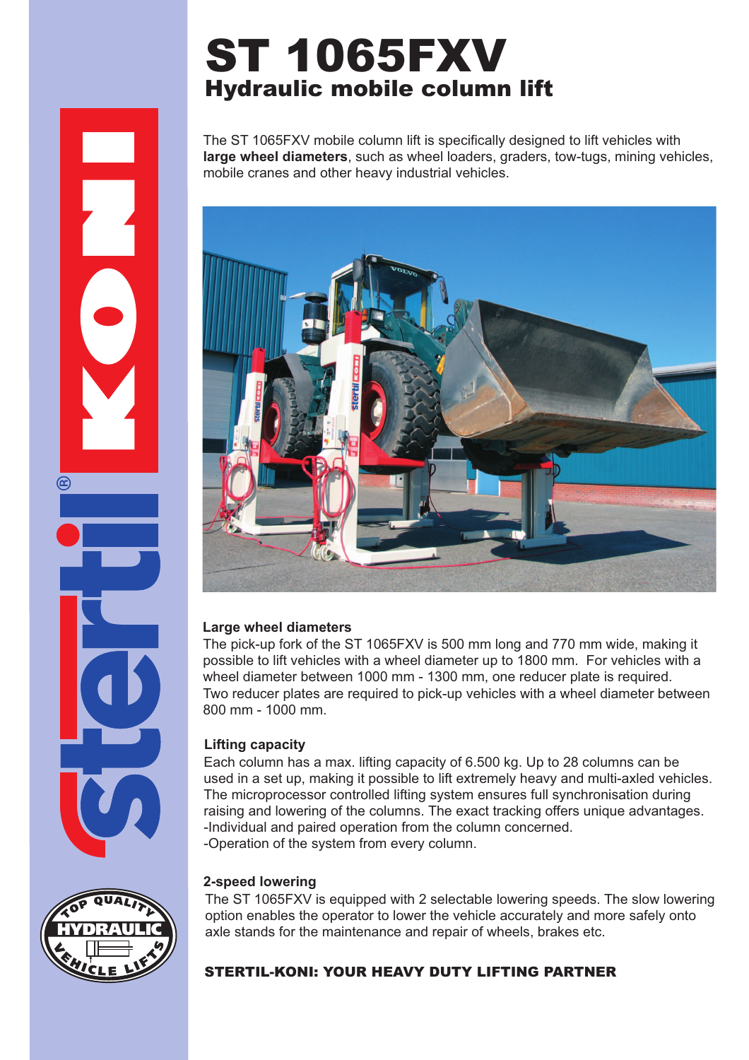# ST 1065FXV

## Hydraulic mobile column lift

The ST 1065FXV mobile column lift is specifically designed to lift vehicles with **large wheel diameters**, such as wheel loaders, graders, tow-tugs, mining vehicles, mobile cranes and other heavy industrial vehicles.

### Large wheel diameters

The pick-up fork of the ST 1065FXV is 500 mm long and 770 mm wide, making it possible to lift vehicles with a wheel diameter up to 1800 mm. For vehicles with a wheel diameter between 1000 mm - 1300 mm, one reducer plate is required. Two reducer plates are required to pick-up vehicles with a wheel diameter between 800 mm - 1000 mm.

### Lifting capacity

Each column has a max. lifting capacity of 6.500 kg. Up to 28 columns can be used in a set up, making it possible to lift extremely heavy and multi-axled vehicles. The microprocessor controlled lifting system ensures full synchronisation during raising and lowering of the columns. The exact tracking offers unique advantages.

-Individual and paired operation from the column concerned.

-Operation of the system from every column.

### 2-speed lowering

The ST 1065FXV is equipped with 2 selectable lowering speeds. The slow lowering option enables the operator to lower the vehicle accurately and more safely onto axle stands for the maintenance and repair of wheels, brakes etc.

**STERTIL-KONI: YOUR HEAVY DUTY LIFTING PARTNER**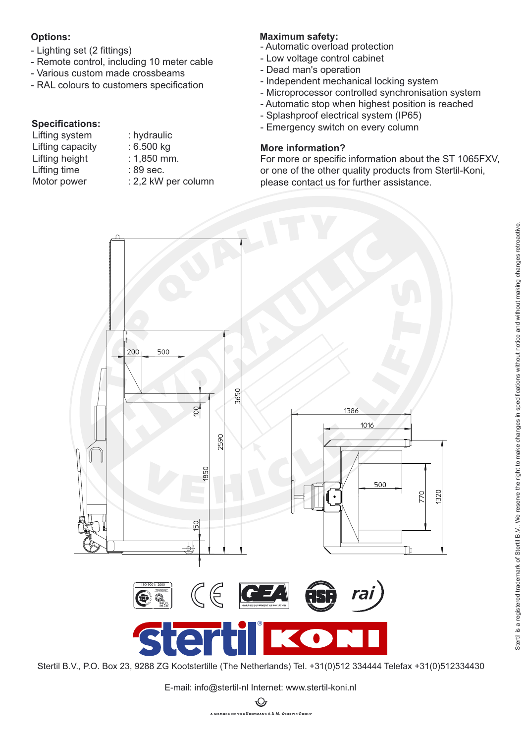## Options:

- Lighting set (2 fittings)
- Remote control, including 10 meter cable
- Various custom made crossbeams
- RAL colours to customers specification

## Specifications:

| | |
|---|---|
| Lifting system | : hydraulic |
| Lifting capacity | : 6.500 kg |
| Lifting height | : 1,850 mm. |
| Lifting time | : 89 sec. |
| Motor power | : 2,2 kW per column |

## Maximum safety:

- Automatic overload protection
- Low voltage control cabinet
- Dead man's operation
- Independent mechanical locking system
- Microprocessor controlled synchronisation system
- Automatic stop when highest position is reached
- Splashproof electrical system (IP65)
- Emergency switch on every column

## More information?

For more or specific information about the ST 1065FXV, or one of the other quality products from Stertil-Koni, please contact us for further assistance.

200
500
100
3650
2590
1850
150
1386
1016
500
770
1320

Stertil B.V., P.O. Box 23, 9288 ZG Kootstertille (The Netherlands) Tel. +31(0)512 334444 Telefax +31(0)512334430

E-mail: info@stertil-nl Internet: www.stertil-koni.nl

A member of the Kroymans A.R.M.-Stokvis Group

Stertil is a registered trademark of Stertil B.V.. We reserve the right to make changes in specifications without notice and without making changes retroactive.